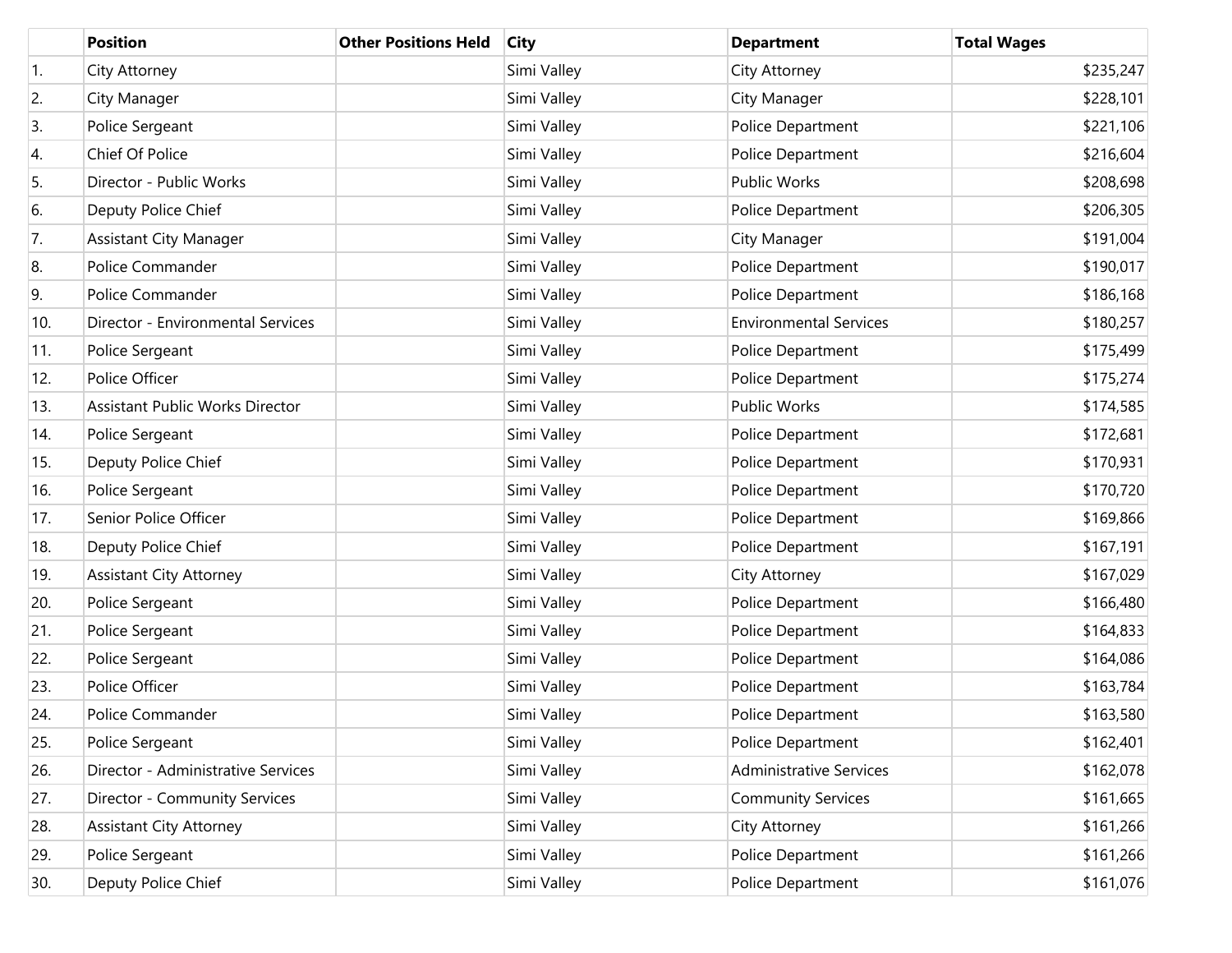| | Position | Other Positions Held | City | Department | Total Wages |
|---|---|---|---|---|---|
| 1. | City Attorney | | Simi Valley | City Attorney | $235,247 |
| 2. | City Manager | | Simi Valley | City Manager | $228,101 |
| 3. | Police Sergeant | | Simi Valley | Police Department | $221,106 |
| 4. | Chief Of Police | | Simi Valley | Police Department | $216,604 |
| 5. | Director - Public Works | | Simi Valley | Public Works | $208,698 |
| 6. | Deputy Police Chief | | Simi Valley | Police Department | $206,305 |
| 7. | Assistant City Manager | | Simi Valley | City Manager | $191,004 |
| 8. | Police Commander | | Simi Valley | Police Department | $190,017 |
| 9. | Police Commander | | Simi Valley | Police Department | $186,168 |
| 10. | Director - Environmental Services | | Simi Valley | Environmental Services | $180,257 |
| 11. | Police Sergeant | | Simi Valley | Police Department | $175,499 |
| 12. | Police Officer | | Simi Valley | Police Department | $175,274 |
| 13. | Assistant Public Works Director | | Simi Valley | Public Works | $174,585 |
| 14. | Police Sergeant | | Simi Valley | Police Department | $172,681 |
| 15. | Deputy Police Chief | | Simi Valley | Police Department | $170,931 |
| 16. | Police Sergeant | | Simi Valley | Police Department | $170,720 |
| 17. | Senior Police Officer | | Simi Valley | Police Department | $169,866 |
| 18. | Deputy Police Chief | | Simi Valley | Police Department | $167,191 |
| 19. | Assistant City Attorney | | Simi Valley | City Attorney | $167,029 |
| 20. | Police Sergeant | | Simi Valley | Police Department | $166,480 |
| 21. | Police Sergeant | | Simi Valley | Police Department | $164,833 |
| 22. | Police Sergeant | | Simi Valley | Police Department | $164,086 |
| 23. | Police Officer | | Simi Valley | Police Department | $163,784 |
| 24. | Police Commander | | Simi Valley | Police Department | $163,580 |
| 25. | Police Sergeant | | Simi Valley | Police Department | $162,401 |
| 26. | Director - Administrative Services | | Simi Valley | Administrative Services | $162,078 |
| 27. | Director - Community Services | | Simi Valley | Community Services | $161,665 |
| 28. | Assistant City Attorney | | Simi Valley | City Attorney | $161,266 |
| 29. | Police Sergeant | | Simi Valley | Police Department | $161,266 |
| 30. | Deputy Police Chief | | Simi Valley | Police Department | $161,076 |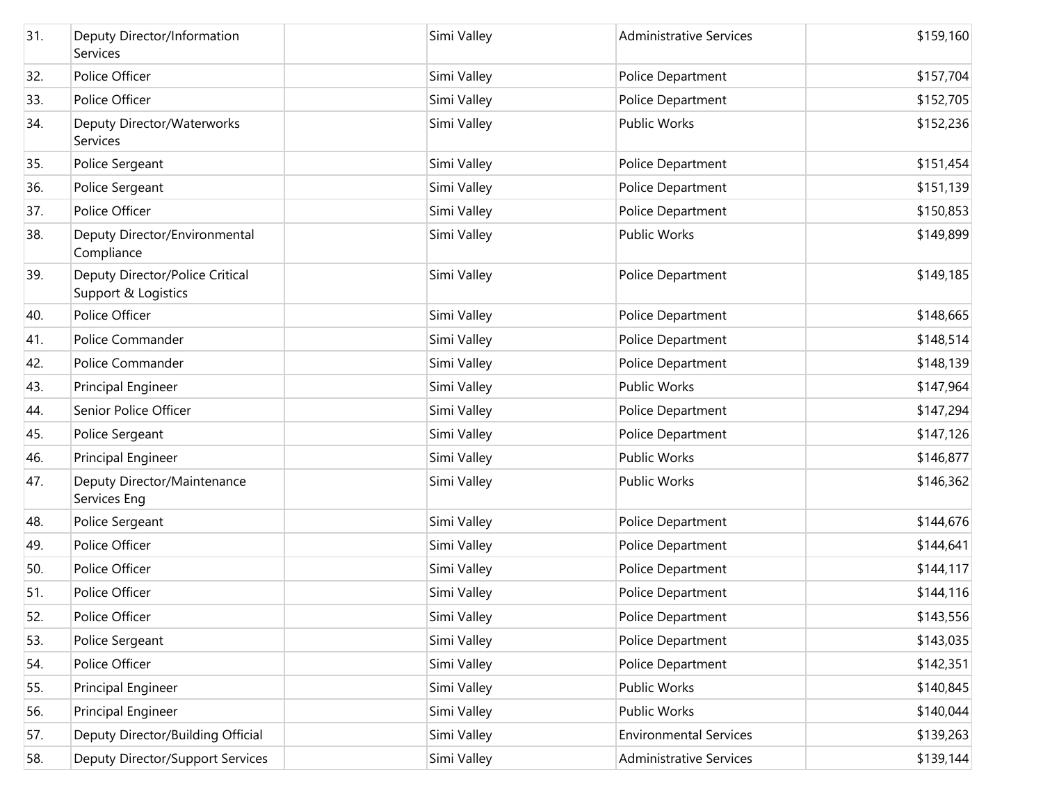| | | | | | |
|---|---|---|---|---|---|
| 31. | Deputy Director/Information Services | | Simi Valley | Administrative Services | $159,160 |
| 32. | Police Officer | | Simi Valley | Police Department | $157,704 |
| 33. | Police Officer | | Simi Valley | Police Department | $152,705 |
| 34. | Deputy Director/Waterworks Services | | Simi Valley | Public Works | $152,236 |
| 35. | Police Sergeant | | Simi Valley | Police Department | $151,454 |
| 36. | Police Sergeant | | Simi Valley | Police Department | $151,139 |
| 37. | Police Officer | | Simi Valley | Police Department | $150,853 |
| 38. | Deputy Director/Environmental Compliance | | Simi Valley | Public Works | $149,899 |
| 39. | Deputy Director/Police Critical Support & Logistics | | Simi Valley | Police Department | $149,185 |
| 40. | Police Officer | | Simi Valley | Police Department | $148,665 |
| 41. | Police Commander | | Simi Valley | Police Department | $148,514 |
| 42. | Police Commander | | Simi Valley | Police Department | $148,139 |
| 43. | Principal Engineer | | Simi Valley | Public Works | $147,964 |
| 44. | Senior Police Officer | | Simi Valley | Police Department | $147,294 |
| 45. | Police Sergeant | | Simi Valley | Police Department | $147,126 |
| 46. | Principal Engineer | | Simi Valley | Public Works | $146,877 |
| 47. | Deputy Director/Maintenance Services Eng | | Simi Valley | Public Works | $146,362 |
| 48. | Police Sergeant | | Simi Valley | Police Department | $144,676 |
| 49. | Police Officer | | Simi Valley | Police Department | $144,641 |
| 50. | Police Officer | | Simi Valley | Police Department | $144,117 |
| 51. | Police Officer | | Simi Valley | Police Department | $144,116 |
| 52. | Police Officer | | Simi Valley | Police Department | $143,556 |
| 53. | Police Sergeant | | Simi Valley | Police Department | $143,035 |
| 54. | Police Officer | | Simi Valley | Police Department | $142,351 |
| 55. | Principal Engineer | | Simi Valley | Public Works | $140,845 |
| 56. | Principal Engineer | | Simi Valley | Public Works | $140,044 |
| 57. | Deputy Director/Building Official | | Simi Valley | Environmental Services | $139,263 |
| 58. | Deputy Director/Support Services | | Simi Valley | Administrative Services | $139,144 |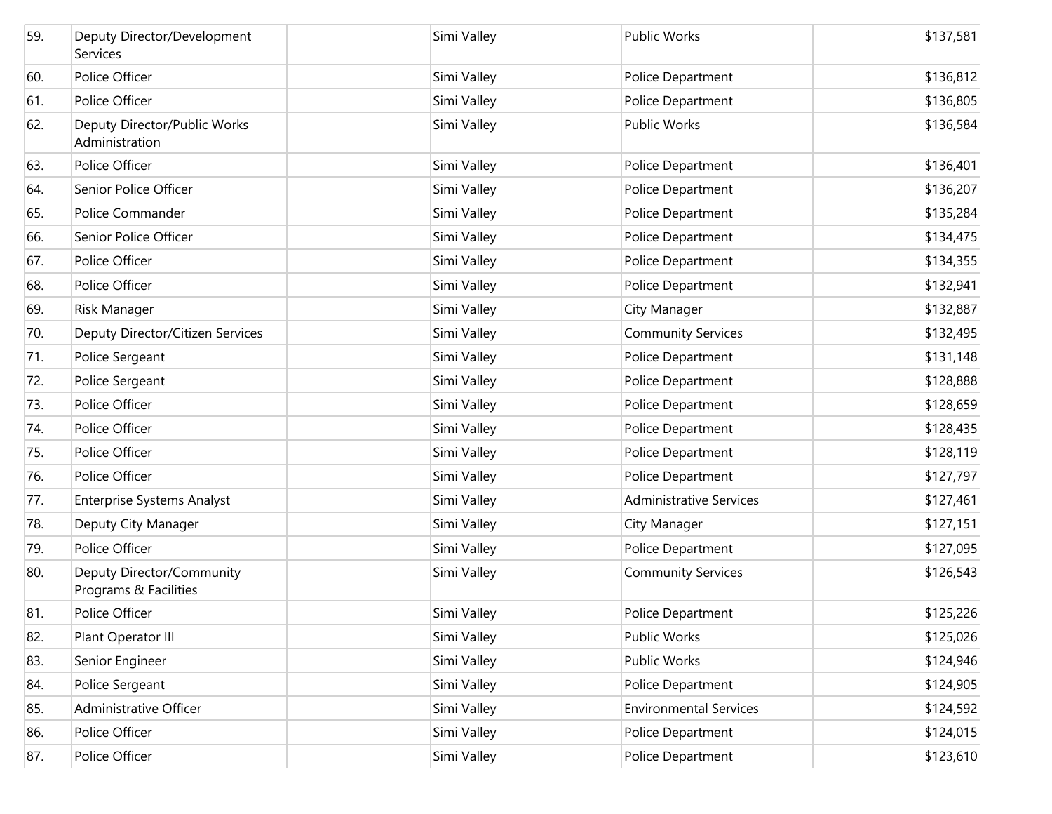| | | | | | |
|---|---|---|---|---|---|
| 59. | Deputy Director/Development Services | | Simi Valley | Public Works | $137,581 |
| 60. | Police Officer | | Simi Valley | Police Department | $136,812 |
| 61. | Police Officer | | Simi Valley | Police Department | $136,805 |
| 62. | Deputy Director/Public Works Administration | | Simi Valley | Public Works | $136,584 |
| 63. | Police Officer | | Simi Valley | Police Department | $136,401 |
| 64. | Senior Police Officer | | Simi Valley | Police Department | $136,207 |
| 65. | Police Commander | | Simi Valley | Police Department | $135,284 |
| 66. | Senior Police Officer | | Simi Valley | Police Department | $134,475 |
| 67. | Police Officer | | Simi Valley | Police Department | $134,355 |
| 68. | Police Officer | | Simi Valley | Police Department | $132,941 |
| 69. | Risk Manager | | Simi Valley | City Manager | $132,887 |
| 70. | Deputy Director/Citizen Services | | Simi Valley | Community Services | $132,495 |
| 71. | Police Sergeant | | Simi Valley | Police Department | $131,148 |
| 72. | Police Sergeant | | Simi Valley | Police Department | $128,888 |
| 73. | Police Officer | | Simi Valley | Police Department | $128,659 |
| 74. | Police Officer | | Simi Valley | Police Department | $128,435 |
| 75. | Police Officer | | Simi Valley | Police Department | $128,119 |
| 76. | Police Officer | | Simi Valley | Police Department | $127,797 |
| 77. | Enterprise Systems Analyst | | Simi Valley | Administrative Services | $127,461 |
| 78. | Deputy City Manager | | Simi Valley | City Manager | $127,151 |
| 79. | Police Officer | | Simi Valley | Police Department | $127,095 |
| 80. | Deputy Director/Community Programs & Facilities | | Simi Valley | Community Services | $126,543 |
| 81. | Police Officer | | Simi Valley | Police Department | $125,226 |
| 82. | Plant Operator III | | Simi Valley | Public Works | $125,026 |
| 83. | Senior Engineer | | Simi Valley | Public Works | $124,946 |
| 84. | Police Sergeant | | Simi Valley | Police Department | $124,905 |
| 85. | Administrative Officer | | Simi Valley | Environmental Services | $124,592 |
| 86. | Police Officer | | Simi Valley | Police Department | $124,015 |
| 87. | Police Officer | | Simi Valley | Police Department | $123,610 |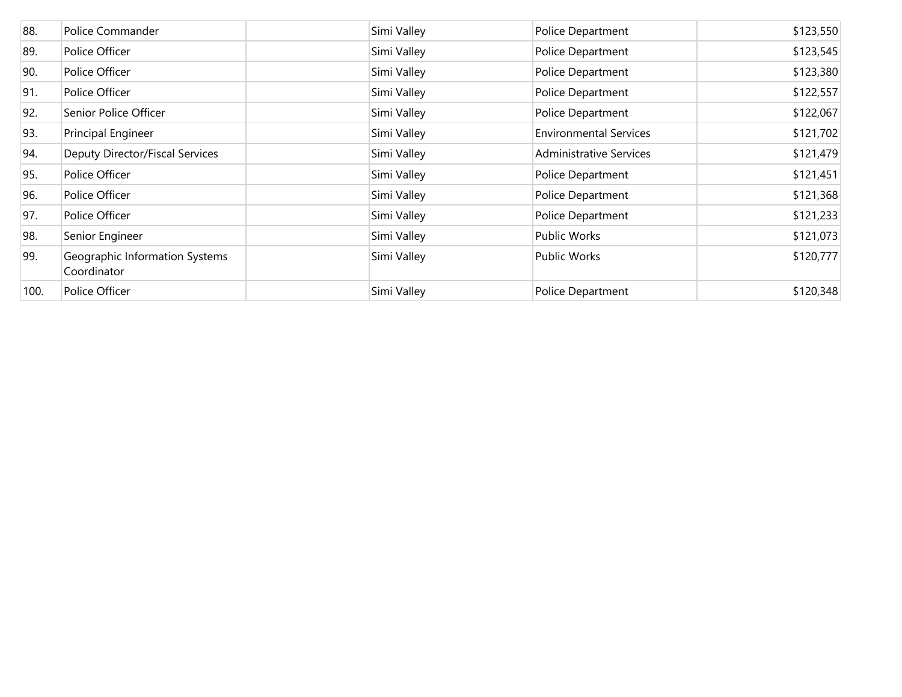| | | | | | |
|---|---|---|---|---|---|
| 88. | Police Commander | | Simi Valley | Police Department | $123,550 |
| 89. | Police Officer | | Simi Valley | Police Department | $123,545 |
| 90. | Police Officer | | Simi Valley | Police Department | $123,380 |
| 91. | Police Officer | | Simi Valley | Police Department | $122,557 |
| 92. | Senior Police Officer | | Simi Valley | Police Department | $122,067 |
| 93. | Principal Engineer | | Simi Valley | Environmental Services | $121,702 |
| 94. | Deputy Director/Fiscal Services | | Simi Valley | Administrative Services | $121,479 |
| 95. | Police Officer | | Simi Valley | Police Department | $121,451 |
| 96. | Police Officer | | Simi Valley | Police Department | $121,368 |
| 97. | Police Officer | | Simi Valley | Police Department | $121,233 |
| 98. | Senior Engineer | | Simi Valley | Public Works | $121,073 |
| 99. | Geographic Information Systems Coordinator | | Simi Valley | Public Works | $120,777 |
| 100. | Police Officer | | Simi Valley | Police Department | $120,348 |